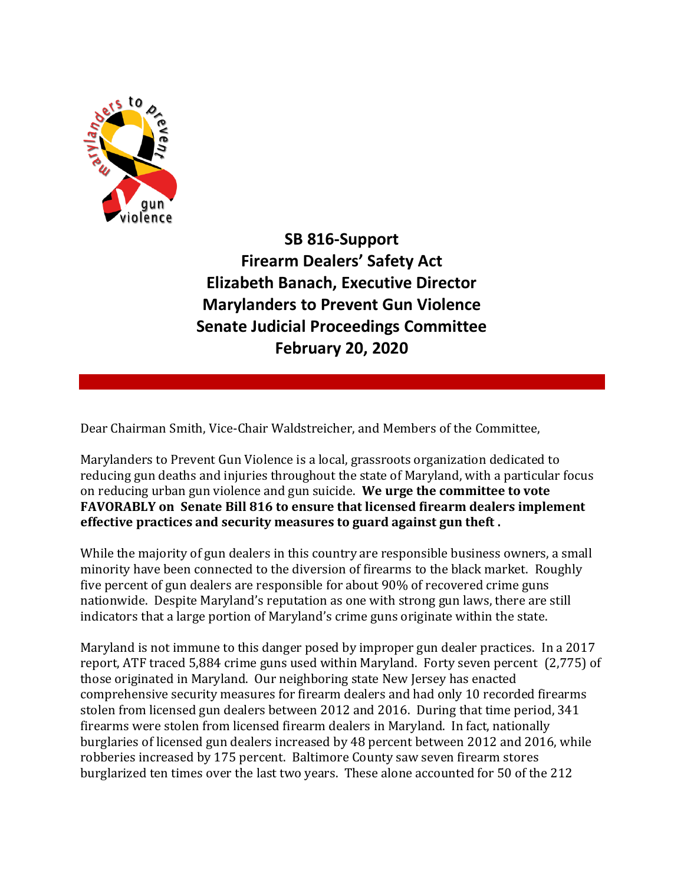**SB 816-Support**
**Firearm Dealers' Safety Act**
**Elizabeth Banach, Executive Director**
**Marylanders to Prevent Gun Violence**
**Senate Judicial Proceedings Committee**
**February 20, 2020**

---

Dear Chairman Smith, Vice-Chair Waldstreicher, and Members of the Committee,

Marylanders to Prevent Gun Violence is a local, grassroots organization dedicated to reducing gun deaths and injuries throughout the state of Maryland, with a particular focus on reducing urban gun violence and gun suicide. **We urge the committee to vote FAVORABLY on Senate Bill 816 to ensure that licensed firearm dealers implement effective practices and security measures to guard against gun theft .**

While the majority of gun dealers in this country are responsible business owners, a small minority have been connected to the diversion of firearms to the black market. Roughly five percent of gun dealers are responsible for about 90% of recovered crime guns nationwide. Despite Maryland's reputation as one with strong gun laws, there are still indicators that a large portion of Maryland's crime guns originate within the state.

Maryland is not immune to this danger posed by improper gun dealer practices. In a 2017 report, ATF traced 5,884 crime guns used within Maryland. Forty seven percent (2,775) of those originated in Maryland. Our neighboring state New Jersey has enacted comprehensive security measures for firearm dealers and had only 10 recorded firearms stolen from licensed gun dealers between 2012 and 2016. During that time period, 341 firearms were stolen from licensed firearm dealers in Maryland. In fact, nationally burglaries of licensed gun dealers increased by 48 percent between 2012 and 2016, while robberies increased by 175 percent. Baltimore County saw seven firearm stores burglarized ten times over the last two years. These alone accounted for 50 of the 212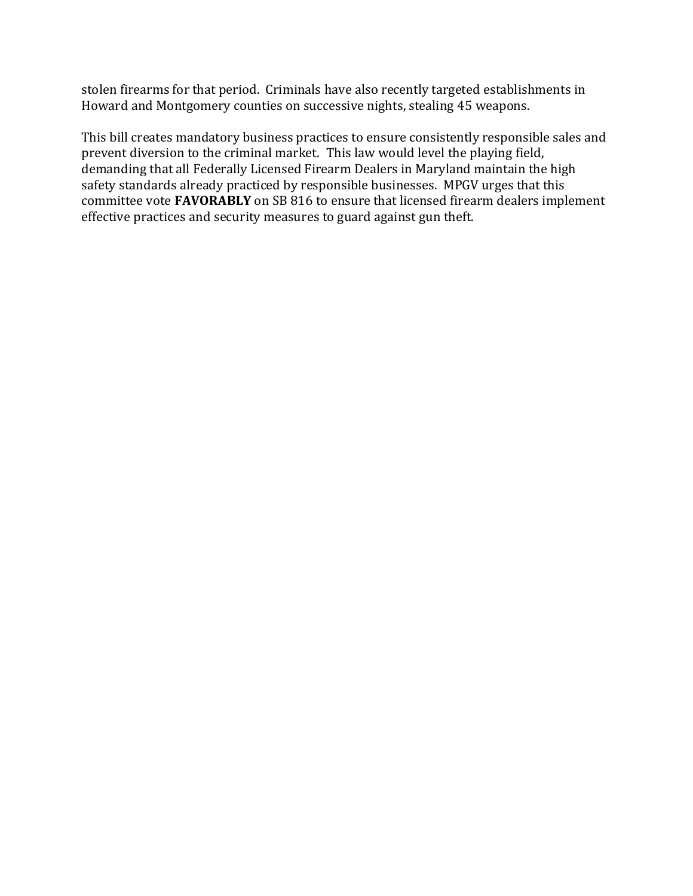stolen firearms for that period. Criminals have also recently targeted establishments in Howard and Montgomery counties on successive nights, stealing 45 weapons.

This bill creates mandatory business practices to ensure consistently responsible sales and prevent diversion to the criminal market. This law would level the playing field, demanding that all Federally Licensed Firearm Dealers in Maryland maintain the high safety standards already practiced by responsible businesses. MPGV urges that this committee vote **FAVORABLY** on SB 816 to ensure that licensed firearm dealers implement effective practices and security measures to guard against gun theft.